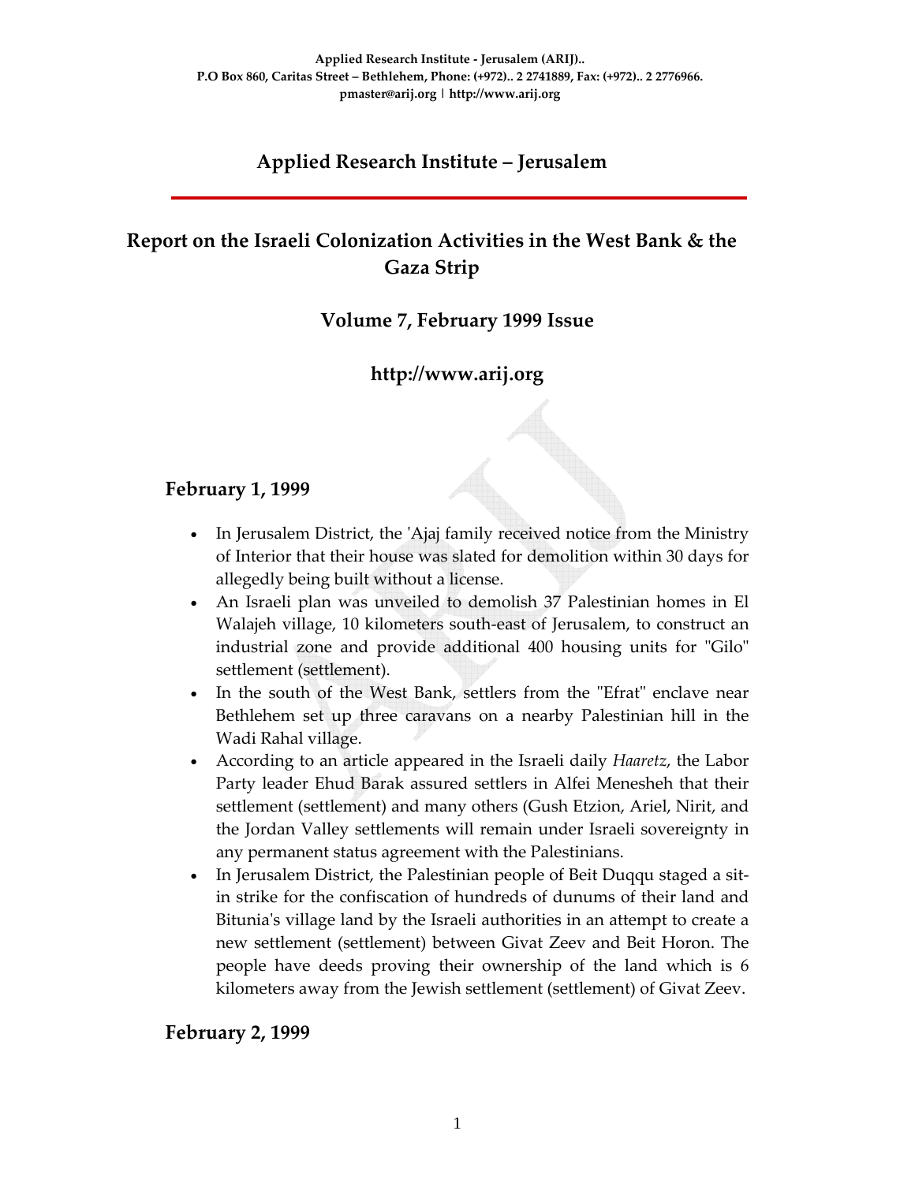Applied Research Institute - Jerusalem (ARIJ)..
P.O Box 860, Caritas Street – Bethlehem, Phone: (+972).. 2 2741889, Fax: (+972).. 2 2776966.
pmaster@arij.org | http://www.arij.org

# Applied Research Institute – Jerusalem

## Report on the Israeli Colonization Activities in the West Bank & the Gaza Strip

### Volume 7, February 1999 Issue

### http://www.arij.org

### February 1, 1999

- In Jerusalem District, the 'Ajaj family received notice from the Ministry of Interior that their house was slated for demolition within 30 days for allegedly being built without a license.
- An Israeli plan was unveiled to demolish 37 Palestinian homes in El Walajeh village, 10 kilometers south-east of Jerusalem, to construct an industrial zone and provide additional 400 housing units for "Gilo" settlement (settlement).
- In the south of the West Bank, settlers from the "Efrat" enclave near Bethlehem set up three caravans on a nearby Palestinian hill in the Wadi Rahal village.
- According to an article appeared in the Israeli daily *Haaretz*, the Labor Party leader Ehud Barak assured settlers in Alfei Menesheh that their settlement (settlement) and many others (Gush Etzion, Ariel, Nirit, and the Jordan Valley settlements will remain under Israeli sovereignty in any permanent status agreement with the Palestinians.
- In Jerusalem District, the Palestinian people of Beit Duqqu staged a sit-in strike for the confiscation of hundreds of dunums of their land and Bitunia's village land by the Israeli authorities in an attempt to create a new settlement (settlement) between Givat Zeev and Beit Horon. The people have deeds proving their ownership of the land which is 6 kilometers away from the Jewish settlement (settlement) of Givat Zeev.

### February 2, 1999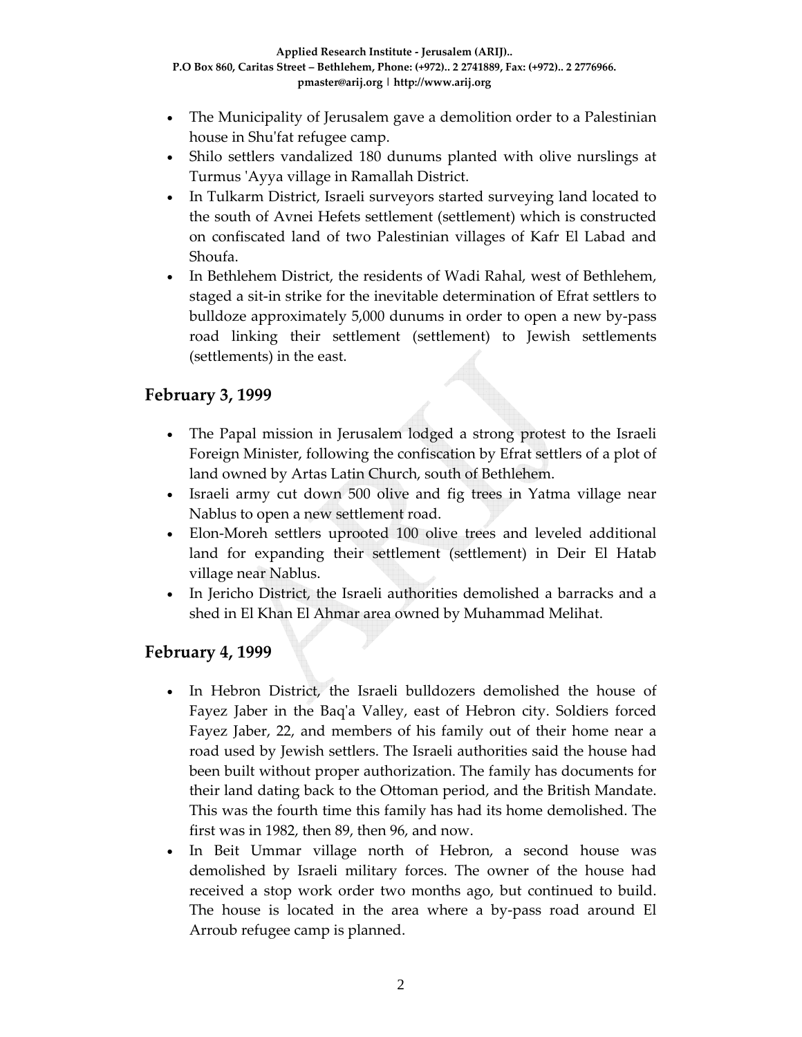- The Municipality of Jerusalem gave a demolition order to a Palestinian house in Shu'fat refugee camp.
- Shilo settlers vandalized 180 dunums planted with olive nurslings at Turmus 'Ayya village in Ramallah District.
- In Tulkarm District, Israeli surveyors started surveying land located to the south of Avnei Hefets settlement (settlement) which is constructed on confiscated land of two Palestinian villages of Kafr El Labad and Shoufa.
- In Bethlehem District, the residents of Wadi Rahal, west of Bethlehem, staged a sit-in strike for the inevitable determination of Efrat settlers to bulldoze approximately 5,000 dunums in order to open a new by-pass road linking their settlement (settlement) to Jewish settlements (settlements) in the east.

## February 3, 1999

- The Papal mission in Jerusalem lodged a strong protest to the Israeli Foreign Minister, following the confiscation by Efrat settlers of a plot of land owned by Artas Latin Church, south of Bethlehem.
- Israeli army cut down 500 olive and fig trees in Yatma village near Nablus to open a new settlement road.
- Elon-Moreh settlers uprooted 100 olive trees and leveled additional land for expanding their settlement (settlement) in Deir El Hatab village near Nablus.
- In Jericho District, the Israeli authorities demolished a barracks and a shed in El Khan El Ahmar area owned by Muhammad Melihat.

## February 4, 1999

- In Hebron District, the Israeli bulldozers demolished the house of Fayez Jaber in the Baq'a Valley, east of Hebron city. Soldiers forced Fayez Jaber, 22, and members of his family out of their home near a road used by Jewish settlers. The Israeli authorities said the house had been built without proper authorization. The family has documents for their land dating back to the Ottoman period, and the British Mandate. This was the fourth time this family has had its home demolished. The first was in 1982, then 89, then 96, and now.
- In Beit Ummar village north of Hebron, a second house was demolished by Israeli military forces. The owner of the house had received a stop work order two months ago, but continued to build. The house is located in the area where a by-pass road around El Arroub refugee camp is planned.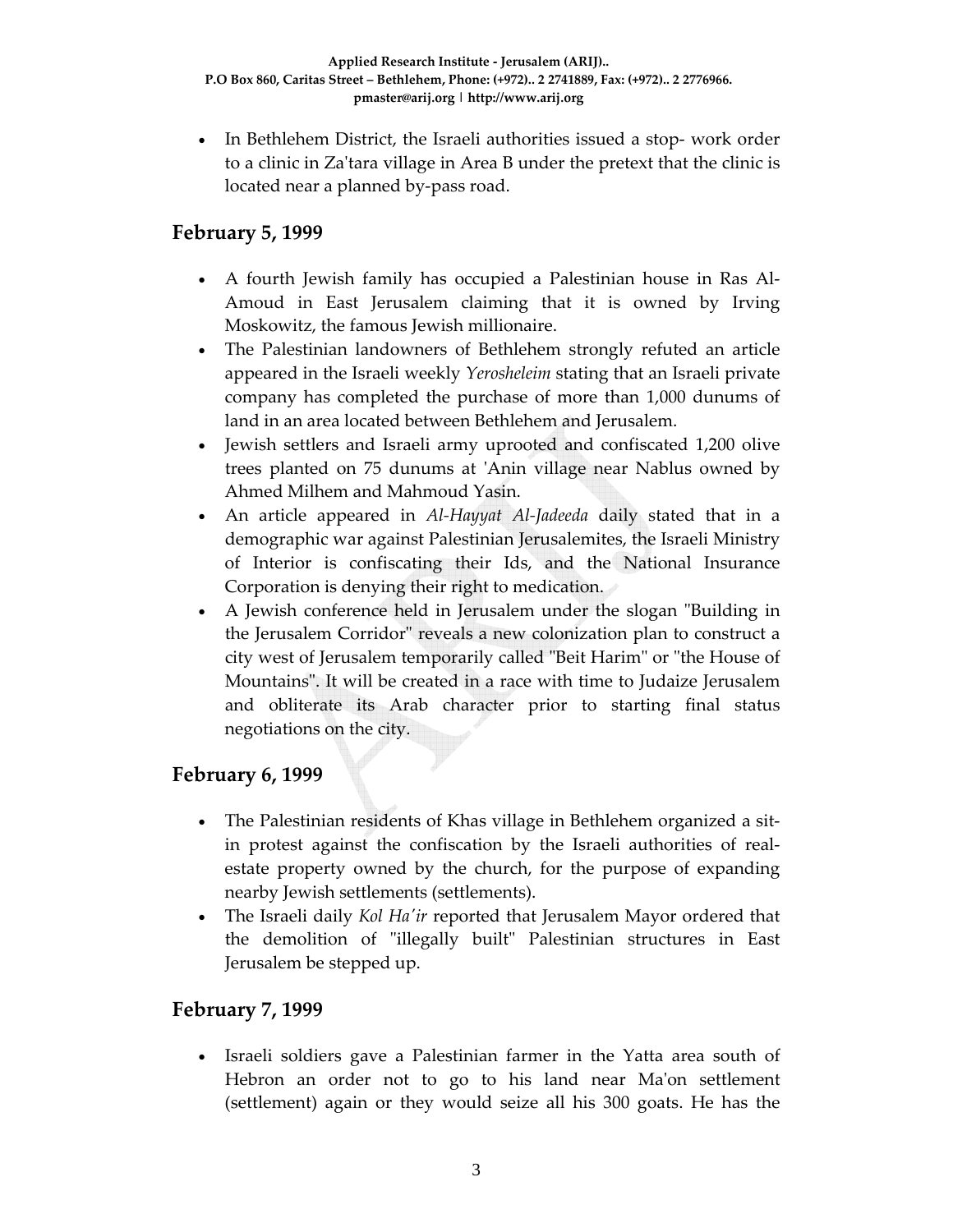- In Bethlehem District, the Israeli authorities issued a stop- work order to a clinic in Za'tara village in Area B under the pretext that the clinic is located near a planned by-pass road.

## February 5, 1999

- A fourth Jewish family has occupied a Palestinian house in Ras Al-Amoud in East Jerusalem claiming that it is owned by Irving Moskowitz, the famous Jewish millionaire.
- The Palestinian landowners of Bethlehem strongly refuted an article appeared in the Israeli weekly *Yerosheleim* stating that an Israeli private company has completed the purchase of more than 1,000 dunums of land in an area located between Bethlehem and Jerusalem.
- Jewish settlers and Israeli army uprooted and confiscated 1,200 olive trees planted on 75 dunums at 'Anin village near Nablus owned by Ahmed Milhem and Mahmoud Yasin.
- An article appeared in *Al-Hayyat Al-Jadeeda* daily stated that in a demographic war against Palestinian Jerusalemites, the Israeli Ministry of Interior is confiscating their Ids, and the National Insurance Corporation is denying their right to medication.
- A Jewish conference held in Jerusalem under the slogan "Building in the Jerusalem Corridor" reveals a new colonization plan to construct a city west of Jerusalem temporarily called "Beit Harim" or "the House of Mountains". It will be created in a race with time to Judaize Jerusalem and obliterate its Arab character prior to starting final status negotiations on the city.

## February 6, 1999

- The Palestinian residents of Khas village in Bethlehem organized a sit-in protest against the confiscation by the Israeli authorities of real-estate property owned by the church, for the purpose of expanding nearby Jewish settlements (settlements).
- The Israeli daily *Kol Ha'ir* reported that Jerusalem Mayor ordered that the demolition of "illegally built" Palestinian structures in East Jerusalem be stepped up.

## February 7, 1999

- Israeli soldiers gave a Palestinian farmer in the Yatta area south of Hebron an order not to go to his land near Ma'on settlement (settlement) again or they would seize all his 300 goats. He has the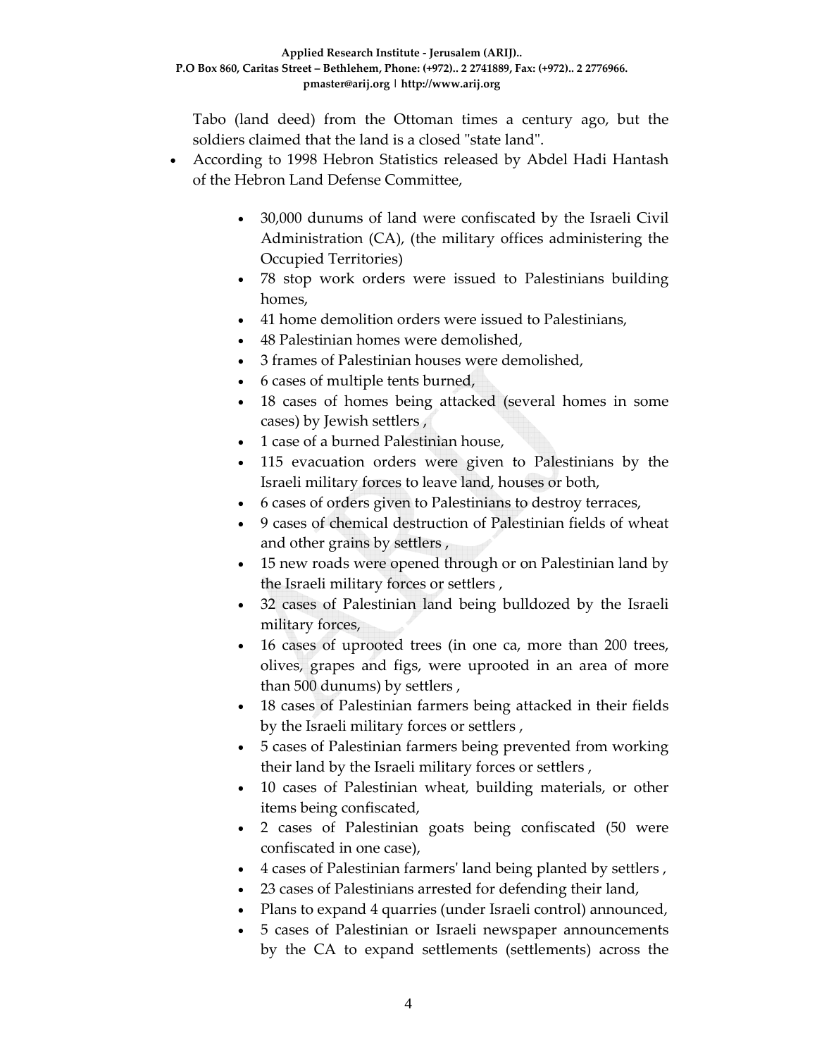Tabo (land deed) from the Ottoman times a century ago, but the soldiers claimed that the land is a closed "state land".

- According to 1998 Hebron Statistics released by Abdel Hadi Hantash of the Hebron Land Defense Committee,
    - 30,000 dunums of land were confiscated by the Israeli Civil Administration (CA), (the military offices administering the Occupied Territories)
    - 78 stop work orders were issued to Palestinians building homes,
    - 41 home demolition orders were issued to Palestinians,
    - 48 Palestinian homes were demolished,
    - 3 frames of Palestinian houses were demolished,
    - 6 cases of multiple tents burned,
    - 18 cases of homes being attacked (several homes in some cases) by Jewish settlers ,
    - 1 case of a burned Palestinian house,
    - 115 evacuation orders were given to Palestinians by the Israeli military forces to leave land, houses or both,
    - 6 cases of orders given to Palestinians to destroy terraces,
    - 9 cases of chemical destruction of Palestinian fields of wheat and other grains by settlers ,
    - 15 new roads were opened through or on Palestinian land by the Israeli military forces or settlers ,
    - 32 cases of Palestinian land being bulldozed by the Israeli military forces,
    - 16 cases of uprooted trees (in one ca, more than 200 trees, olives, grapes and figs, were uprooted in an area of more than 500 dunums) by settlers ,
    - 18 cases of Palestinian farmers being attacked in their fields by the Israeli military forces or settlers ,
    - 5 cases of Palestinian farmers being prevented from working their land by the Israeli military forces or settlers ,
    - 10 cases of Palestinian wheat, building materials, or other items being confiscated,
    - 2 cases of Palestinian goats being confiscated (50 were confiscated in one case),
    - 4 cases of Palestinian farmers' land being planted by settlers ,
    - 23 cases of Palestinians arrested for defending their land,
    - Plans to expand 4 quarries (under Israeli control) announced,
    - 5 cases of Palestinian or Israeli newspaper announcements by the CA to expand settlements (settlements) across the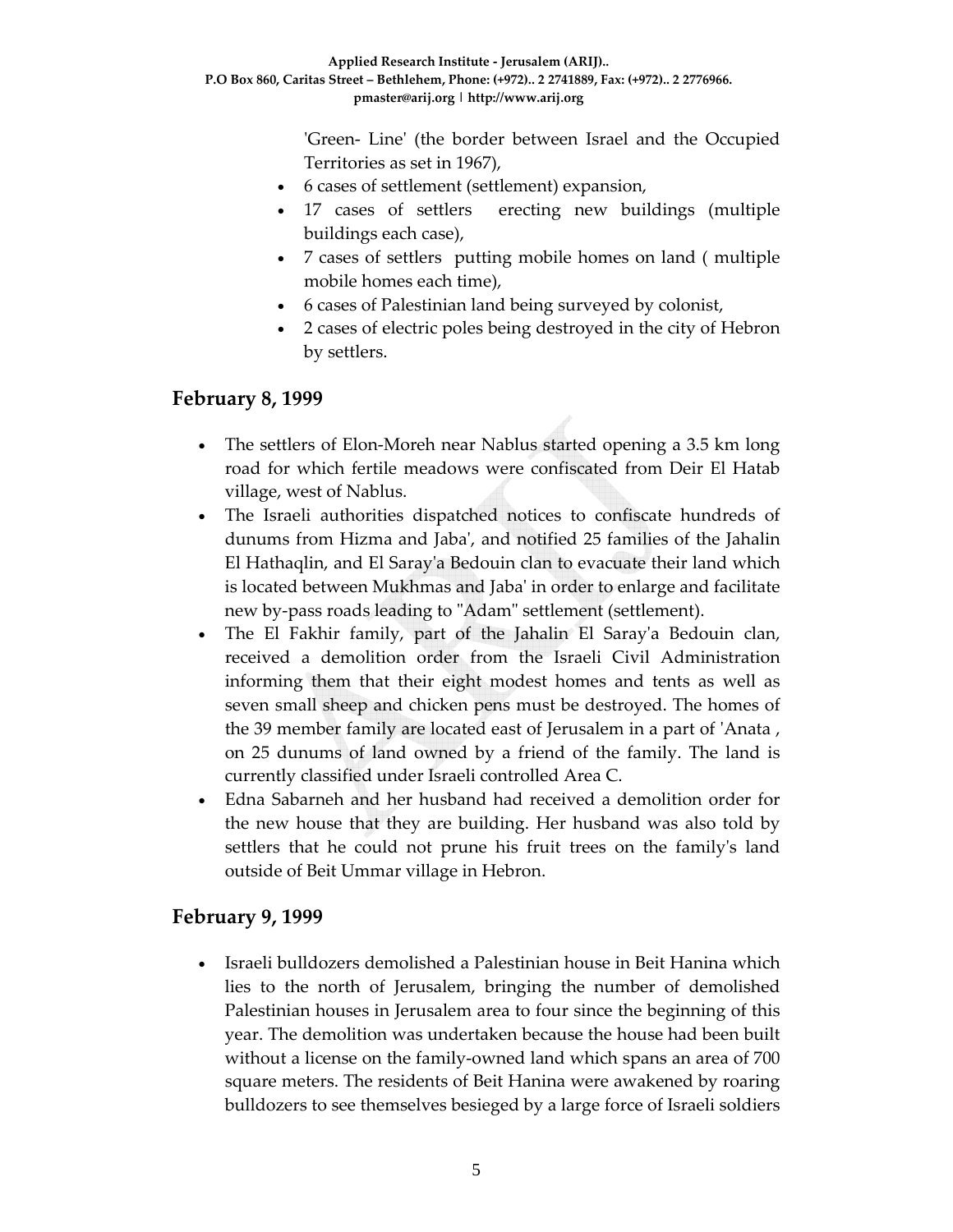'Green- Line' (the border between Israel and the Occupied Territories as set in 1967),

- 6 cases of settlement (settlement) expansion,
- 17 cases of settlers erecting new buildings (multiple buildings each case),
- 7 cases of settlers putting mobile homes on land ( multiple mobile homes each time),
- 6 cases of Palestinian land being surveyed by colonist,
- 2 cases of electric poles being destroyed in the city of Hebron by settlers.

## February 8, 1999

- The settlers of Elon-Moreh near Nablus started opening a 3.5 km long road for which fertile meadows were confiscated from Deir El Hatab village, west of Nablus.
- The Israeli authorities dispatched notices to confiscate hundreds of dunums from Hizma and Jaba', and notified 25 families of the Jahalin El Hathaqlin, and El Saray'a Bedouin clan to evacuate their land which is located between Mukhmas and Jaba' in order to enlarge and facilitate new by-pass roads leading to "Adam" settlement (settlement).
- The El Fakhir family, part of the Jahalin El Saray'a Bedouin clan, received a demolition order from the Israeli Civil Administration informing them that their eight modest homes and tents as well as seven small sheep and chicken pens must be destroyed. The homes of the 39 member family are located east of Jerusalem in a part of 'Anata , on 25 dunums of land owned by a friend of the family. The land is currently classified under Israeli controlled Area C.
- Edna Sabarneh and her husband had received a demolition order for the new house that they are building. Her husband was also told by settlers that he could not prune his fruit trees on the family's land outside of Beit Ummar village in Hebron.

## February 9, 1999

- Israeli bulldozers demolished a Palestinian house in Beit Hanina which lies to the north of Jerusalem, bringing the number of demolished Palestinian houses in Jerusalem area to four since the beginning of this year. The demolition was undertaken because the house had been built without a license on the family-owned land which spans an area of 700 square meters. The residents of Beit Hanina were awakened by roaring bulldozers to see themselves besieged by a large force of Israeli soldiers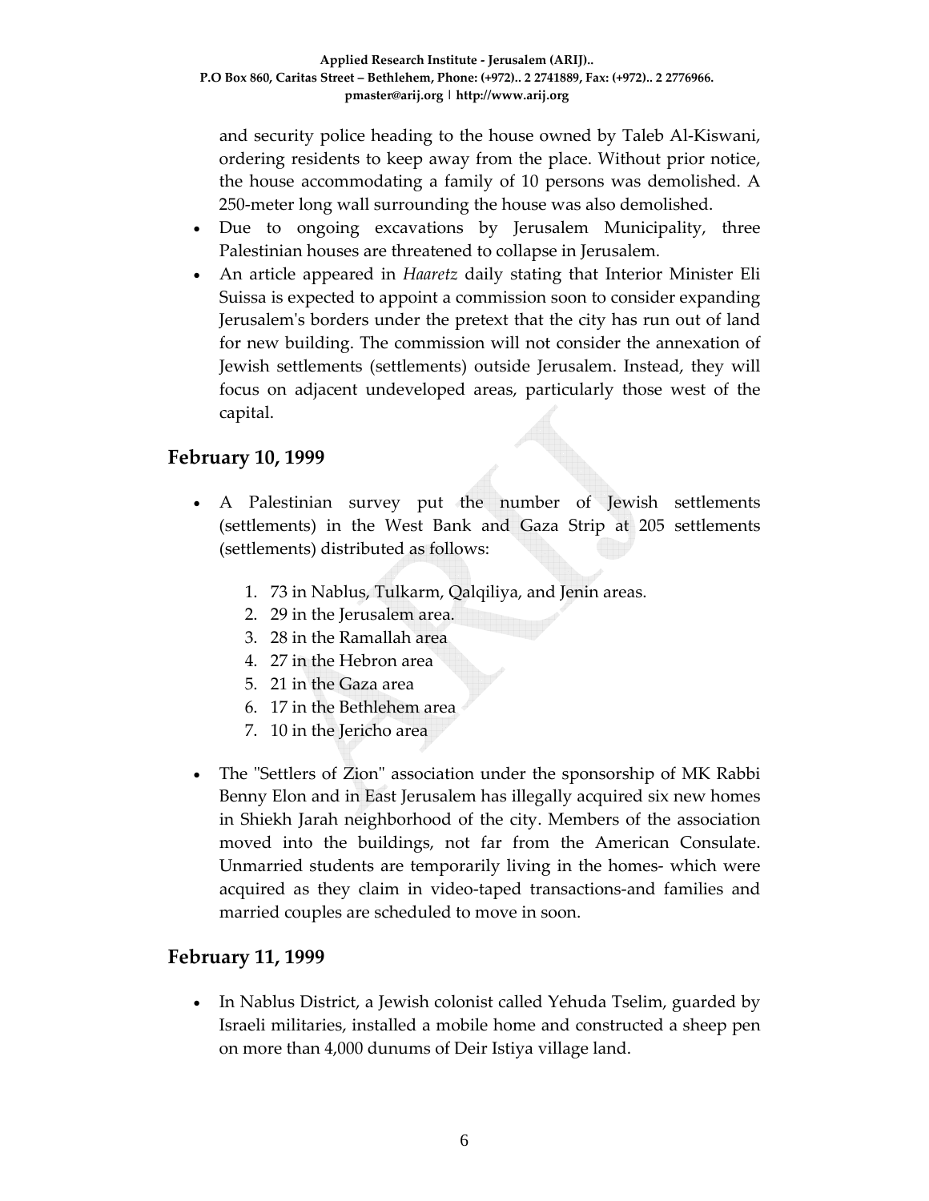and security police heading to the house owned by Taleb Al-Kiswani, ordering residents to keep away from the place. Without prior notice, the house accommodating a family of 10 persons was demolished. A 250-meter long wall surrounding the house was also demolished.

- Due to ongoing excavations by Jerusalem Municipality, three Palestinian houses are threatened to collapse in Jerusalem.
- An article appeared in *Haaretz* daily stating that Interior Minister Eli Suissa is expected to appoint a commission soon to consider expanding Jerusalem's borders under the pretext that the city has run out of land for new building. The commission will not consider the annexation of Jewish settlements (settlements) outside Jerusalem. Instead, they will focus on adjacent undeveloped areas, particularly those west of the capital.

## February 10, 1999

- A Palestinian survey put the number of Jewish settlements (settlements) in the West Bank and Gaza Strip at 205 settlements (settlements) distributed as follows:

  1. 73 in Nablus, Tulkarm, Qalqiliya, and Jenin areas.
  2. 29 in the Jerusalem area.
  3. 28 in the Ramallah area
  4. 27 in the Hebron area
  5. 21 in the Gaza area
  6. 17 in the Bethlehem area
  7. 10 in the Jericho area

- The "Settlers of Zion" association under the sponsorship of MK Rabbi Benny Elon and in East Jerusalem has illegally acquired six new homes in Shiekh Jarah neighborhood of the city. Members of the association moved into the buildings, not far from the American Consulate. Unmarried students are temporarily living in the homes- which were acquired as they claim in video-taped transactions-and families and married couples are scheduled to move in soon.

## February 11, 1999

- In Nablus District, a Jewish colonist called Yehuda Tselim, guarded by Israeli militaries, installed a mobile home and constructed a sheep pen on more than 4,000 dunums of Deir Istiya village land.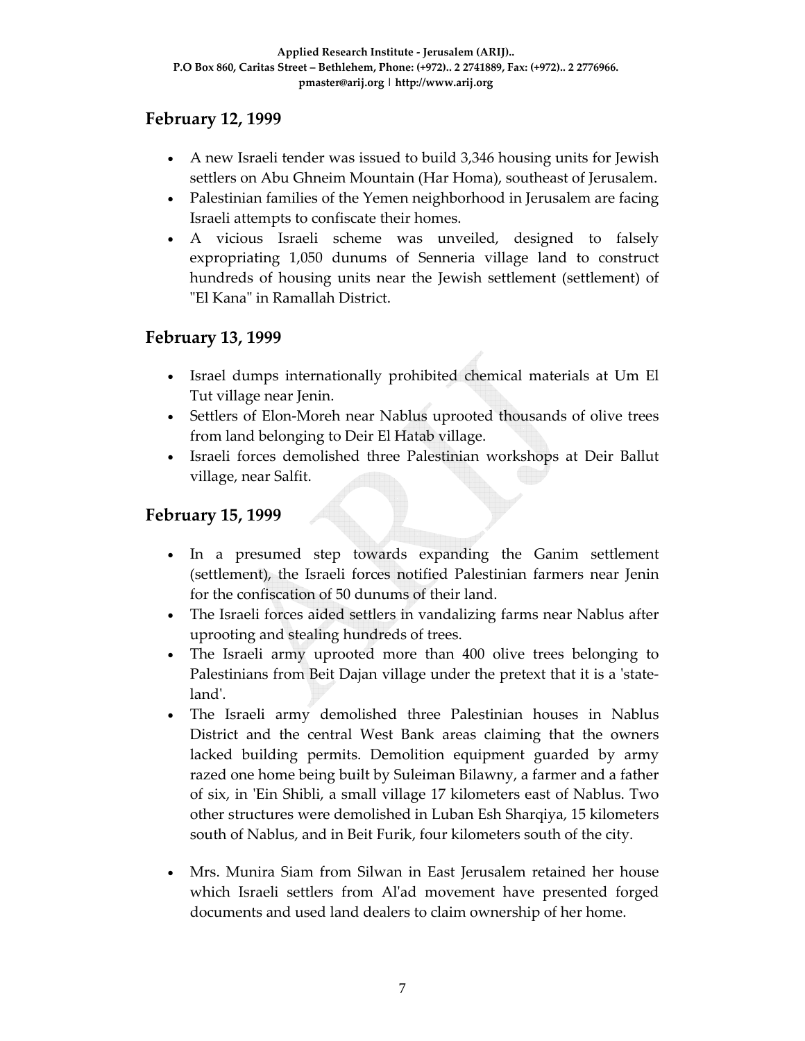## February 12, 1999

- A new Israeli tender was issued to build 3,346 housing units for Jewish settlers on Abu Ghneim Mountain (Har Homa), southeast of Jerusalem.
- Palestinian families of the Yemen neighborhood in Jerusalem are facing Israeli attempts to confiscate their homes.
- A vicious Israeli scheme was unveiled, designed to falsely expropriating 1,050 dunums of Senneria village land to construct hundreds of housing units near the Jewish settlement (settlement) of "El Kana" in Ramallah District.

## February 13, 1999

- Israel dumps internationally prohibited chemical materials at Um El Tut village near Jenin.
- Settlers of Elon-Moreh near Nablus uprooted thousands of olive trees from land belonging to Deir El Hatab village.
- Israeli forces demolished three Palestinian workshops at Deir Ballut village, near Salfit.

## February 15, 1999

- In a presumed step towards expanding the Ganim settlement (settlement), the Israeli forces notified Palestinian farmers near Jenin for the confiscation of 50 dunums of their land.
- The Israeli forces aided settlers in vandalizing farms near Nablus after uprooting and stealing hundreds of trees.
- The Israeli army uprooted more than 400 olive trees belonging to Palestinians from Beit Dajan village under the pretext that it is a 'state-land'.
- The Israeli army demolished three Palestinian houses in Nablus District and the central West Bank areas claiming that the owners lacked building permits. Demolition equipment guarded by army razed one home being built by Suleiman Bilawny, a farmer and a father of six, in 'Ein Shibli, a small village 17 kilometers east of Nablus. Two other structures were demolished in Luban Esh Sharqiya, 15 kilometers south of Nablus, and in Beit Furik, four kilometers south of the city.

- Mrs. Munira Siam from Silwan in East Jerusalem retained her house which Israeli settlers from Al'ad movement have presented forged documents and used land dealers to claim ownership of her home.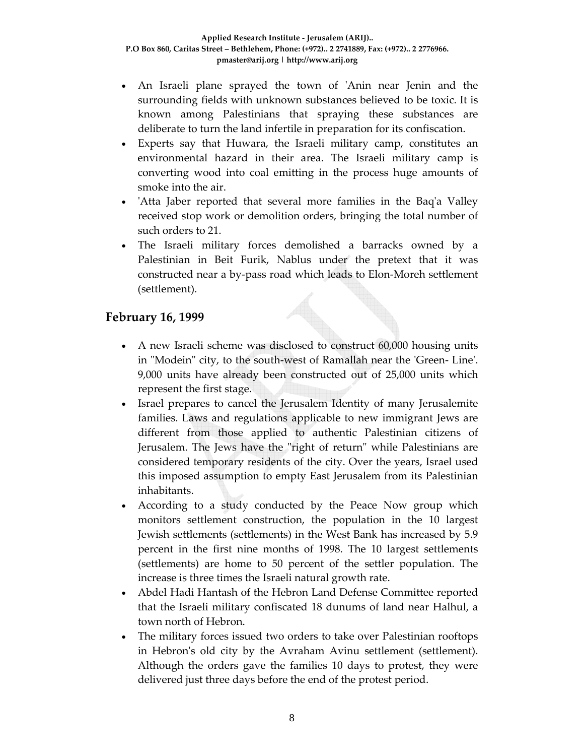- An Israeli plane sprayed the town of 'Anin near Jenin and the surrounding fields with unknown substances believed to be toxic. It is known among Palestinians that spraying these substances are deliberate to turn the land infertile in preparation for its confiscation.
- Experts say that Huwara, the Israeli military camp, constitutes an environmental hazard in their area. The Israeli military camp is converting wood into coal emitting in the process huge amounts of smoke into the air.
- 'Atta Jaber reported that several more families in the Baq'a Valley received stop work or demolition orders, bringing the total number of such orders to 21.
- The Israeli military forces demolished a barracks owned by a Palestinian in Beit Furik, Nablus under the pretext that it was constructed near a by-pass road which leads to Elon-Moreh settlement (settlement).

## February 16, 1999

- A new Israeli scheme was disclosed to construct 60,000 housing units in "Modein" city, to the south-west of Ramallah near the 'Green- Line'. 9,000 units have already been constructed out of 25,000 units which represent the first stage.
- Israel prepares to cancel the Jerusalem Identity of many Jerusalemite families. Laws and regulations applicable to new immigrant Jews are different from those applied to authentic Palestinian citizens of Jerusalem. The Jews have the "right of return" while Palestinians are considered temporary residents of the city. Over the years, Israel used this imposed assumption to empty East Jerusalem from its Palestinian inhabitants.
- According to a study conducted by the Peace Now group which monitors settlement construction, the population in the 10 largest Jewish settlements (settlements) in the West Bank has increased by 5.9 percent in the first nine months of 1998. The 10 largest settlements (settlements) are home to 50 percent of the settler population. The increase is three times the Israeli natural growth rate.
- Abdel Hadi Hantash of the Hebron Land Defense Committee reported that the Israeli military confiscated 18 dunums of land near Halhul, a town north of Hebron.
- The military forces issued two orders to take over Palestinian rooftops in Hebron's old city by the Avraham Avinu settlement (settlement). Although the orders gave the families 10 days to protest, they were delivered just three days before the end of the protest period.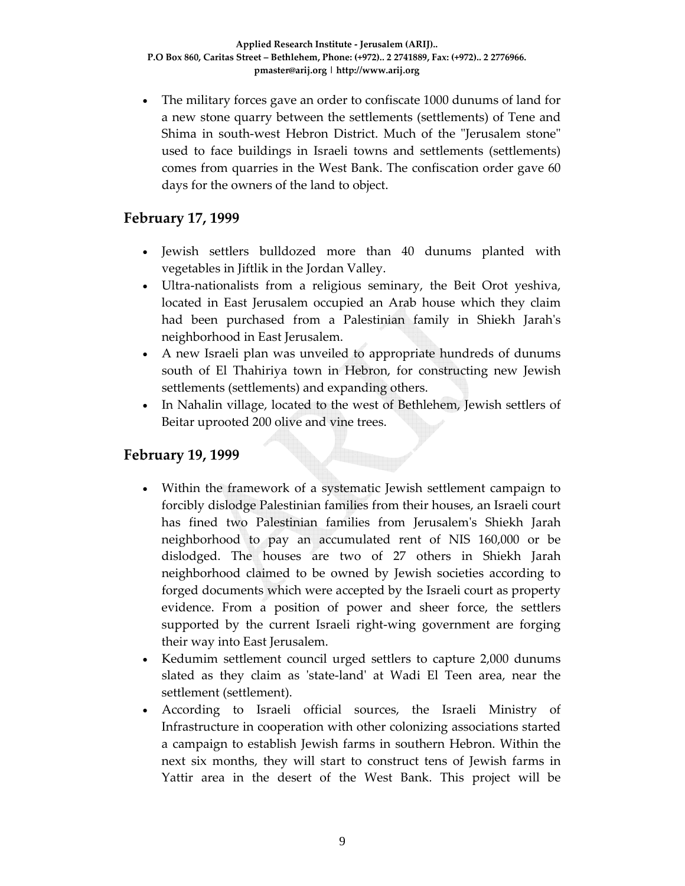- The military forces gave an order to confiscate 1000 dunums of land for a new stone quarry between the settlements (settlements) of Tene and Shima in south-west Hebron District. Much of the "Jerusalem stone" used to face buildings in Israeli towns and settlements (settlements) comes from quarries in the West Bank. The confiscation order gave 60 days for the owners of the land to object.

## February 17, 1999

- Jewish settlers bulldozed more than 40 dunums planted with vegetables in Jiftlik in the Jordan Valley.
- Ultra-nationalists from a religious seminary, the Beit Orot yeshiva, located in East Jerusalem occupied an Arab house which they claim had been purchased from a Palestinian family in Shiekh Jarah's neighborhood in East Jerusalem.
- A new Israeli plan was unveiled to appropriate hundreds of dunums south of El Thahiriya town in Hebron, for constructing new Jewish settlements (settlements) and expanding others.
- In Nahalin village, located to the west of Bethlehem, Jewish settlers of Beitar uprooted 200 olive and vine trees.

## February 19, 1999

- Within the framework of a systematic Jewish settlement campaign to forcibly dislodge Palestinian families from their houses, an Israeli court has fined two Palestinian families from Jerusalem's Shiekh Jarah neighborhood to pay an accumulated rent of NIS 160,000 or be dislodged. The houses are two of 27 others in Shiekh Jarah neighborhood claimed to be owned by Jewish societies according to forged documents which were accepted by the Israeli court as property evidence. From a position of power and sheer force, the settlers supported by the current Israeli right-wing government are forging their way into East Jerusalem.
- Kedumim settlement council urged settlers to capture 2,000 dunums slated as they claim as 'state-land' at Wadi El Teen area, near the settlement (settlement).
- According to Israeli official sources, the Israeli Ministry of Infrastructure in cooperation with other colonizing associations started a campaign to establish Jewish farms in southern Hebron. Within the next six months, they will start to construct tens of Jewish farms in Yattir area in the desert of the West Bank. This project will be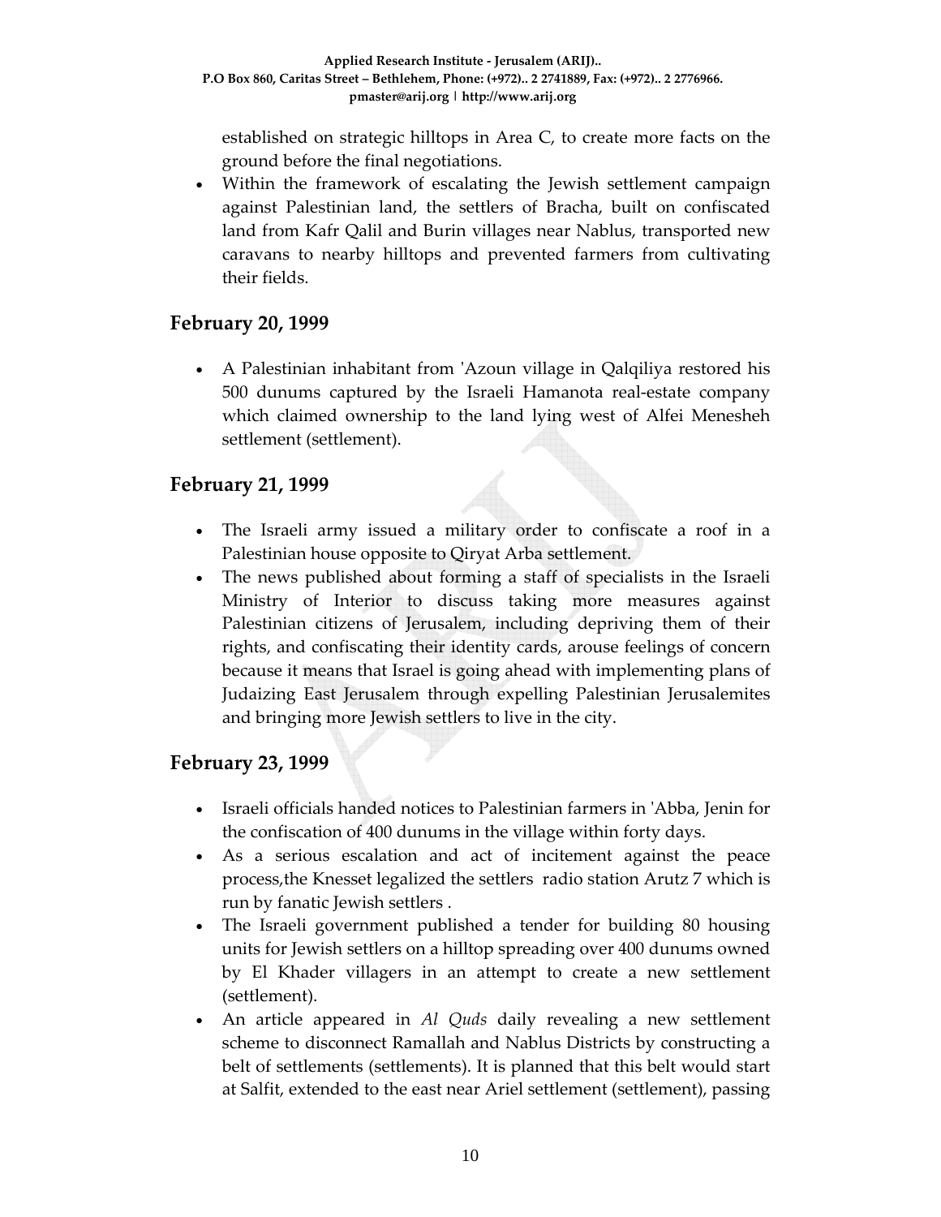established on strategic hilltops in Area C, to create more facts on the ground before the final negotiations.

- Within the framework of escalating the Jewish settlement campaign against Palestinian land, the settlers of Bracha, built on confiscated land from Kafr Qalil and Burin villages near Nablus, transported new caravans to nearby hilltops and prevented farmers from cultivating their fields.

## February 20, 1999

- A Palestinian inhabitant from 'Azoun village in Qalqiliya restored his 500 dunums captured by the Israeli Hamanota real-estate company which claimed ownership to the land lying west of Alfei Menesheh settlement (settlement).

## February 21, 1999

- The Israeli army issued a military order to confiscate a roof in a Palestinian house opposite to Qiryat Arba settlement.
- The news published about forming a staff of specialists in the Israeli Ministry of Interior to discuss taking more measures against Palestinian citizens of Jerusalem, including depriving them of their rights, and confiscating their identity cards, arouse feelings of concern because it means that Israel is going ahead with implementing plans of Judaizing East Jerusalem through expelling Palestinian Jerusalemites and bringing more Jewish settlers to live in the city.

## February 23, 1999

- Israeli officials handed notices to Palestinian farmers in 'Abba, Jenin for the confiscation of 400 dunums in the village within forty days.
- As a serious escalation and act of incitement against the peace process,the Knesset legalized the settlers radio station Arutz 7 which is run by fanatic Jewish settlers .
- The Israeli government published a tender for building 80 housing units for Jewish settlers on a hilltop spreading over 400 dunums owned by El Khader villagers in an attempt to create a new settlement (settlement).
- An article appeared in *Al Quds* daily revealing a new settlement scheme to disconnect Ramallah and Nablus Districts by constructing a belt of settlements (settlements). It is planned that this belt would start at Salfit, extended to the east near Ariel settlement (settlement), passing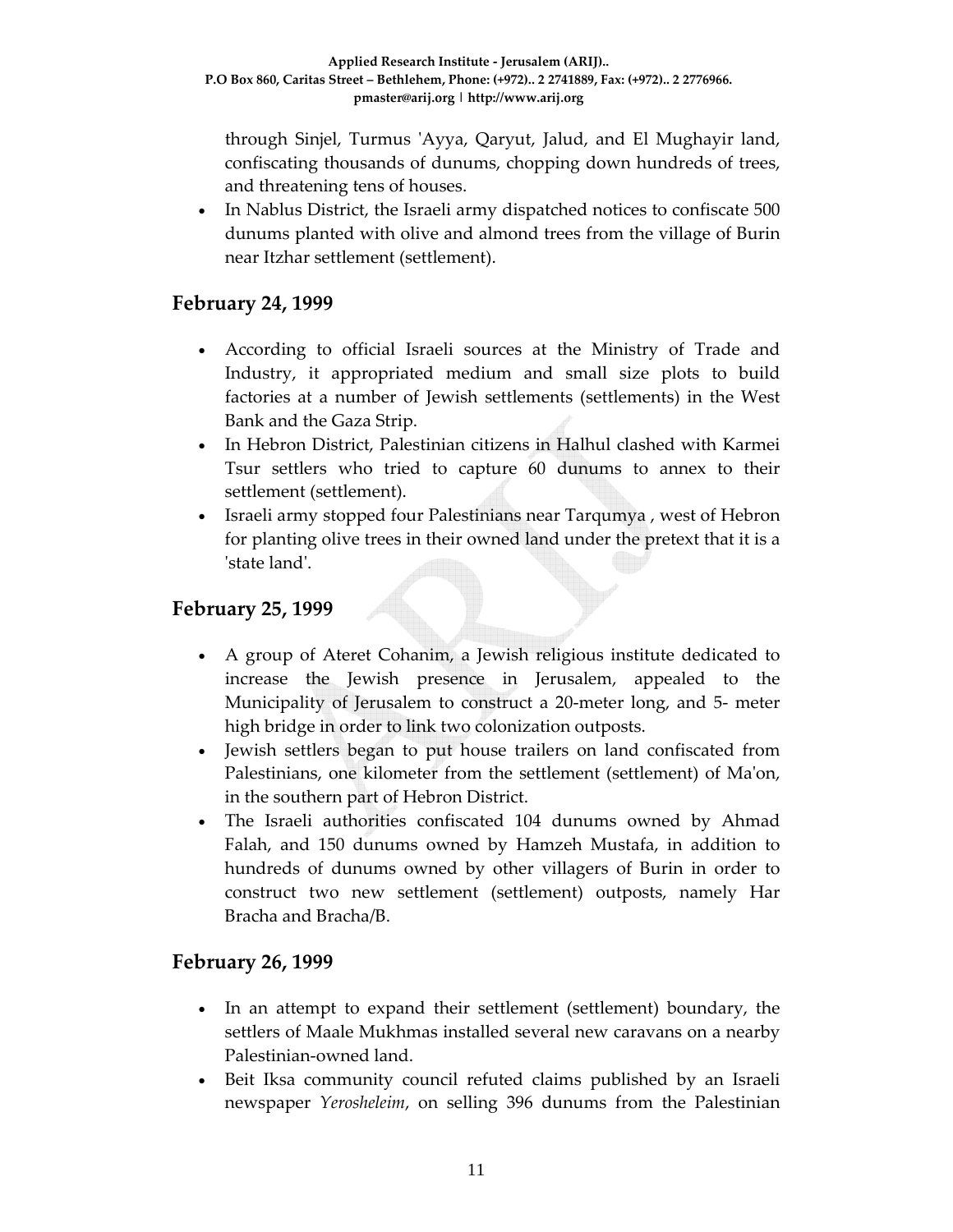through Sinjel, Turmus 'Ayya, Qaryut, Jalud, and El Mughayir land, confiscating thousands of dunums, chopping down hundreds of trees, and threatening tens of houses.

- In Nablus District, the Israeli army dispatched notices to confiscate 500 dunums planted with olive and almond trees from the village of Burin near Itzhar settlement (settlement).

## February 24, 1999

- According to official Israeli sources at the Ministry of Trade and Industry, it appropriated medium and small size plots to build factories at a number of Jewish settlements (settlements) in the West Bank and the Gaza Strip.
- In Hebron District, Palestinian citizens in Halhul clashed with Karmei Tsur settlers who tried to capture 60 dunums to annex to their settlement (settlement).
- Israeli army stopped four Palestinians near Tarqumya , west of Hebron for planting olive trees in their owned land under the pretext that it is a 'state land'.

## February 25, 1999

- A group of Ateret Cohanim, a Jewish religious institute dedicated to increase the Jewish presence in Jerusalem, appealed to the Municipality of Jerusalem to construct a 20-meter long, and 5- meter high bridge in order to link two colonization outposts.
- Jewish settlers began to put house trailers on land confiscated from Palestinians, one kilometer from the settlement (settlement) of Ma'on, in the southern part of Hebron District.
- The Israeli authorities confiscated 104 dunums owned by Ahmad Falah, and 150 dunums owned by Hamzeh Mustafa, in addition to hundreds of dunums owned by other villagers of Burin in order to construct two new settlement (settlement) outposts, namely Har Bracha and Bracha/B.

## February 26, 1999

- In an attempt to expand their settlement (settlement) boundary, the settlers of Maale Mukhmas installed several new caravans on a nearby Palestinian-owned land.
- Beit Iksa community council refuted claims published by an Israeli newspaper *Yerosheleim*, on selling 396 dunums from the Palestinian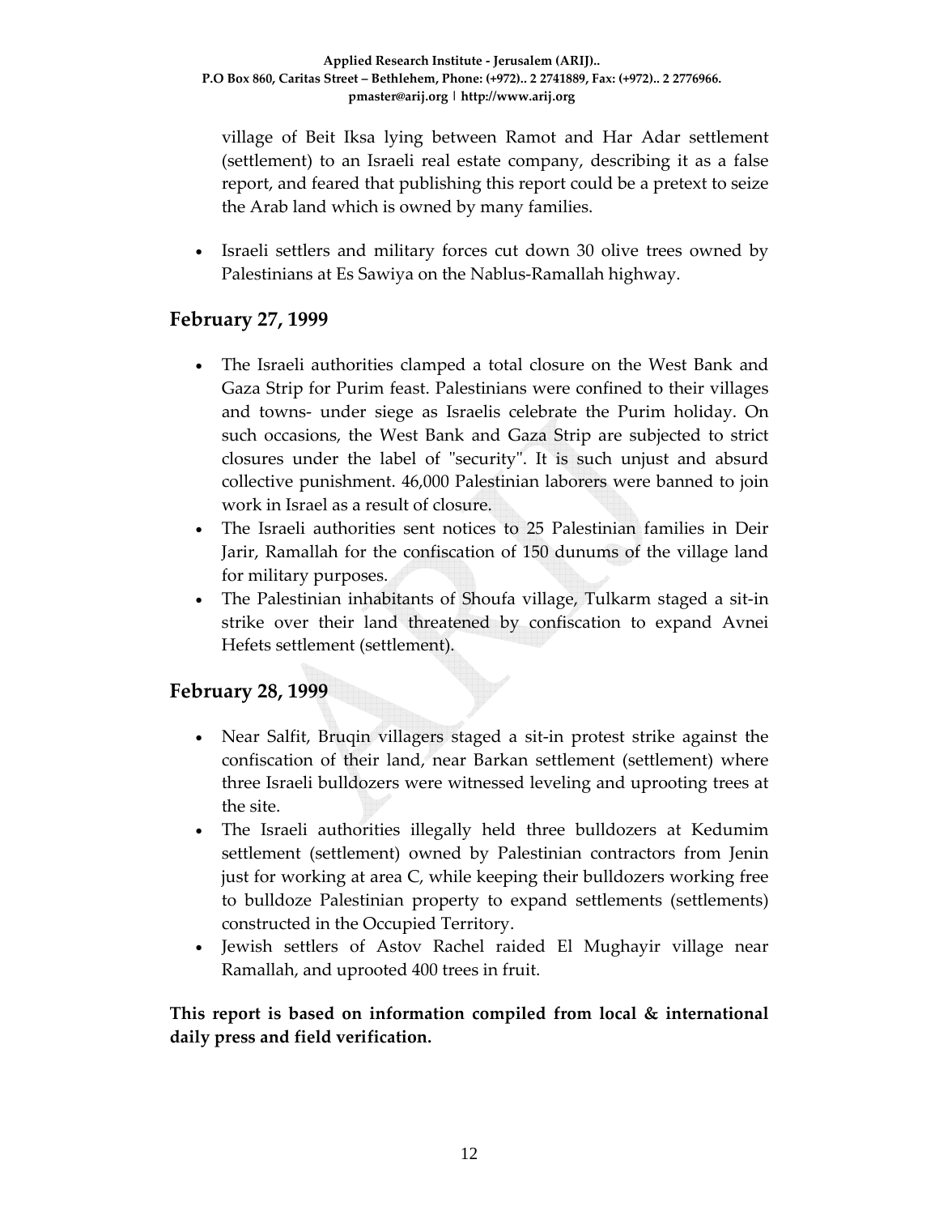village of Beit Iksa lying between Ramot and Har Adar settlement (settlement) to an Israeli real estate company, describing it as a false report, and feared that publishing this report could be a pretext to seize the Arab land which is owned by many families.

- Israeli settlers and military forces cut down 30 olive trees owned by Palestinians at Es Sawiya on the Nablus-Ramallah highway.

## February 27, 1999

- The Israeli authorities clamped a total closure on the West Bank and Gaza Strip for Purim feast. Palestinians were confined to their villages and towns- under siege as Israelis celebrate the Purim holiday. On such occasions, the West Bank and Gaza Strip are subjected to strict closures under the label of "security". It is such unjust and absurd collective punishment. 46,000 Palestinian laborers were banned to join work in Israel as a result of closure.
- The Israeli authorities sent notices to 25 Palestinian families in Deir Jarir, Ramallah for the confiscation of 150 dunums of the village land for military purposes.
- The Palestinian inhabitants of Shoufa village, Tulkarm staged a sit-in strike over their land threatened by confiscation to expand Avnei Hefets settlement (settlement).

## February 28, 1999

- Near Salfit, Bruqin villagers staged a sit-in protest strike against the confiscation of their land, near Barkan settlement (settlement) where three Israeli bulldozers were witnessed leveling and uprooting trees at the site.
- The Israeli authorities illegally held three bulldozers at Kedumim settlement (settlement) owned by Palestinian contractors from Jenin just for working at area C, while keeping their bulldozers working free to bulldoze Palestinian property to expand settlements (settlements) constructed in the Occupied Territory.
- Jewish settlers of Astov Rachel raided El Mughayir village near Ramallah, and uprooted 400 trees in fruit.

**This report is based on information compiled from local & international daily press and field verification.**